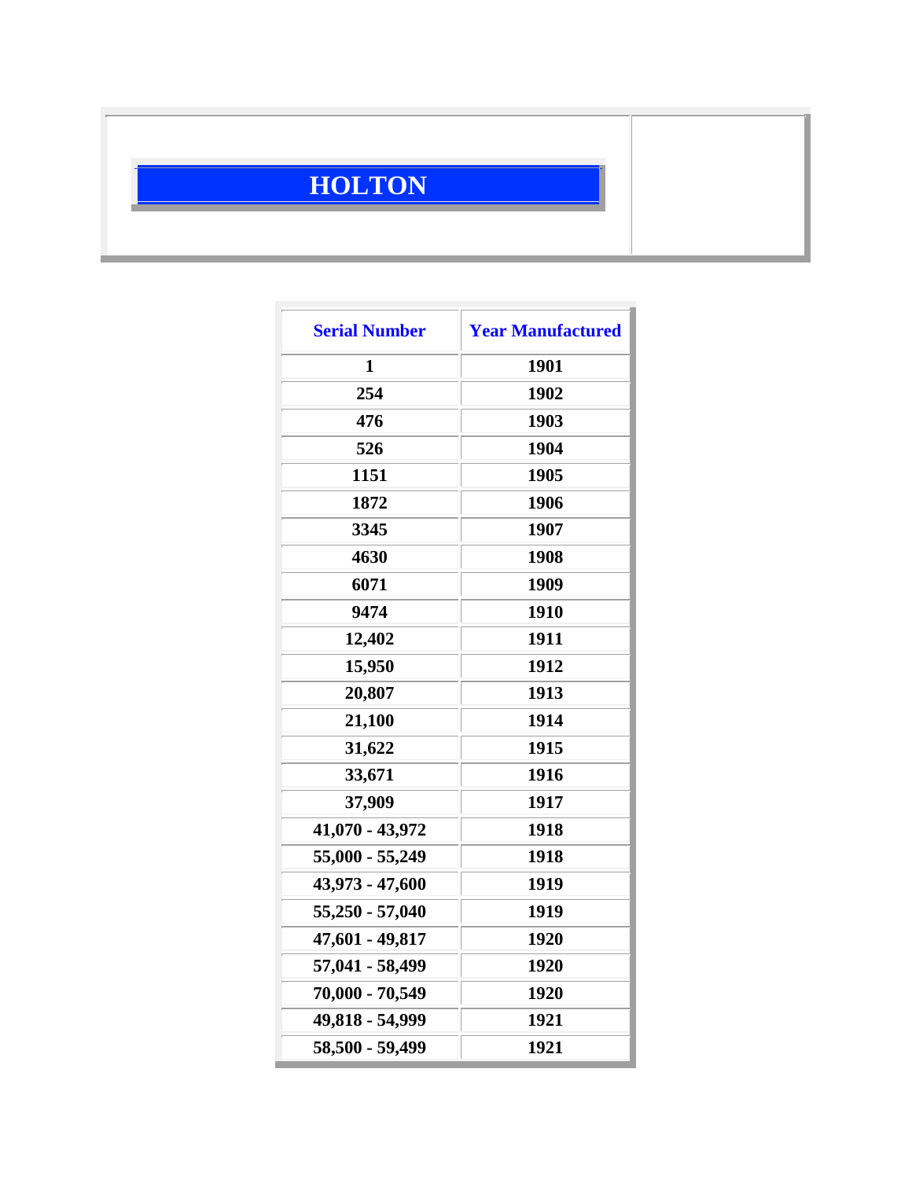# HOLTON

| Serial Number | Year Manufactured |
| --- | --- |
| 1 | 1901 |
| 254 | 1902 |
| 476 | 1903 |
| 526 | 1904 |
| 1151 | 1905 |
| 1872 | 1906 |
| 3345 | 1907 |
| 4630 | 1908 |
| 6071 | 1909 |
| 9474 | 1910 |
| 12,402 | 1911 |
| 15,950 | 1912 |
| 20,807 | 1913 |
| 21,100 | 1914 |
| 31,622 | 1915 |
| 33,671 | 1916 |
| 37,909 | 1917 |
| 41,070 - 43,972 | 1918 |
| 55,000 - 55,249 | 1918 |
| 43,973 - 47,600 | 1919 |
| 55,250 - 57,040 | 1919 |
| 47,601 - 49,817 | 1920 |
| 57,041 - 58,499 | 1920 |
| 70,000 - 70,549 | 1920 |
| 49,818 - 54,999 | 1921 |
| 58,500 - 59,499 | 1921 |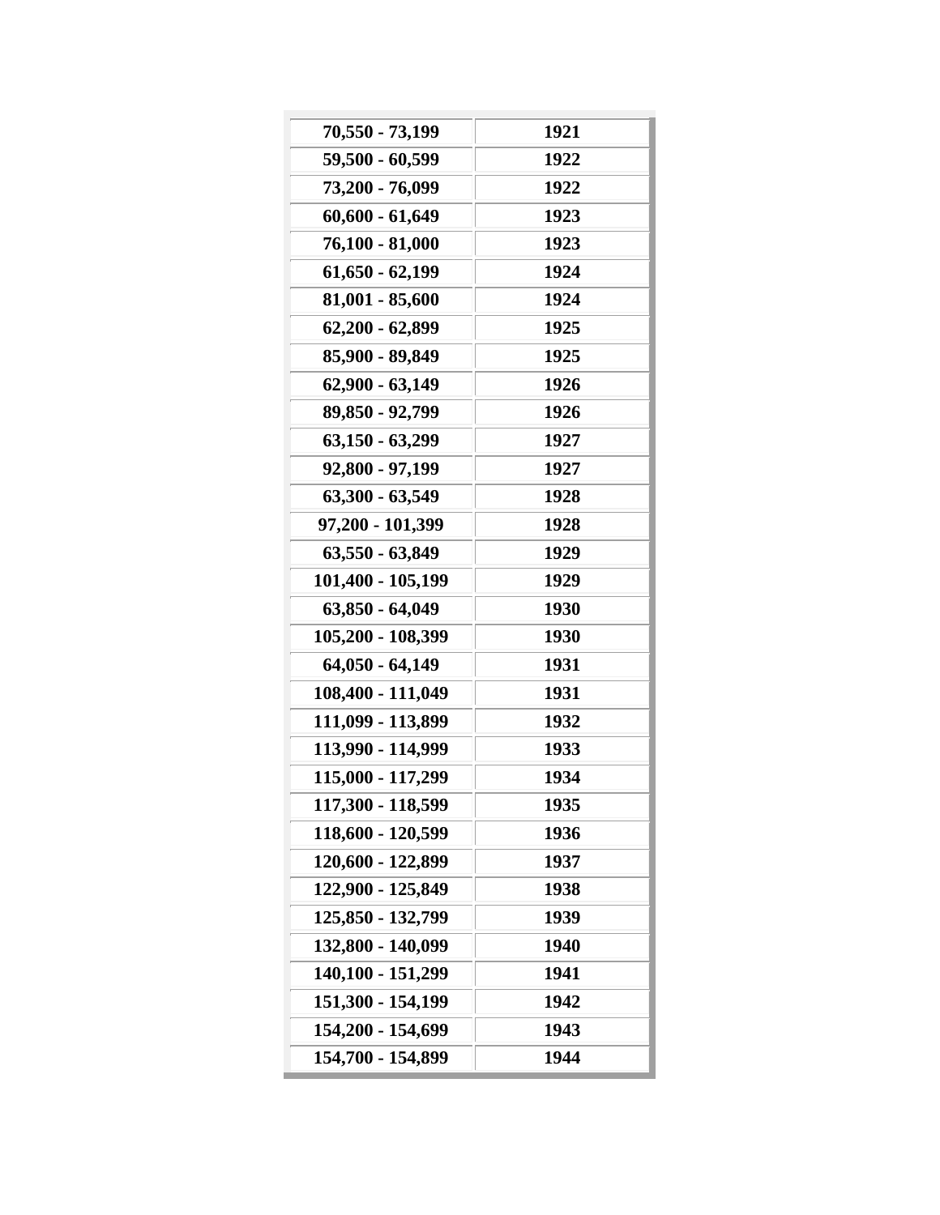| | |
|---|---|
| 70,550 - 73,199 | 1921 |
| 59,500 - 60,599 | 1922 |
| 73,200 - 76,099 | 1922 |
| 60,600 - 61,649 | 1923 |
| 76,100 - 81,000 | 1923 |
| 61,650 - 62,199 | 1924 |
| 81,001 - 85,600 | 1924 |
| 62,200 - 62,899 | 1925 |
| 85,900 - 89,849 | 1925 |
| 62,900 - 63,149 | 1926 |
| 89,850 - 92,799 | 1926 |
| 63,150 - 63,299 | 1927 |
| 92,800 - 97,199 | 1927 |
| 63,300 - 63,549 | 1928 |
| 97,200 - 101,399 | 1928 |
| 63,550 - 63,849 | 1929 |
| 101,400 - 105,199 | 1929 |
| 63,850 - 64,049 | 1930 |
| 105,200 - 108,399 | 1930 |
| 64,050 - 64,149 | 1931 |
| 108,400 - 111,049 | 1931 |
| 111,099 - 113,899 | 1932 |
| 113,990 - 114,999 | 1933 |
| 115,000 - 117,299 | 1934 |
| 117,300 - 118,599 | 1935 |
| 118,600 - 120,599 | 1936 |
| 120,600 - 122,899 | 1937 |
| 122,900 - 125,849 | 1938 |
| 125,850 - 132,799 | 1939 |
| 132,800 - 140,099 | 1940 |
| 140,100 - 151,299 | 1941 |
| 151,300 - 154,199 | 1942 |
| 154,200 - 154,699 | 1943 |
| 154,700 - 154,899 | 1944 |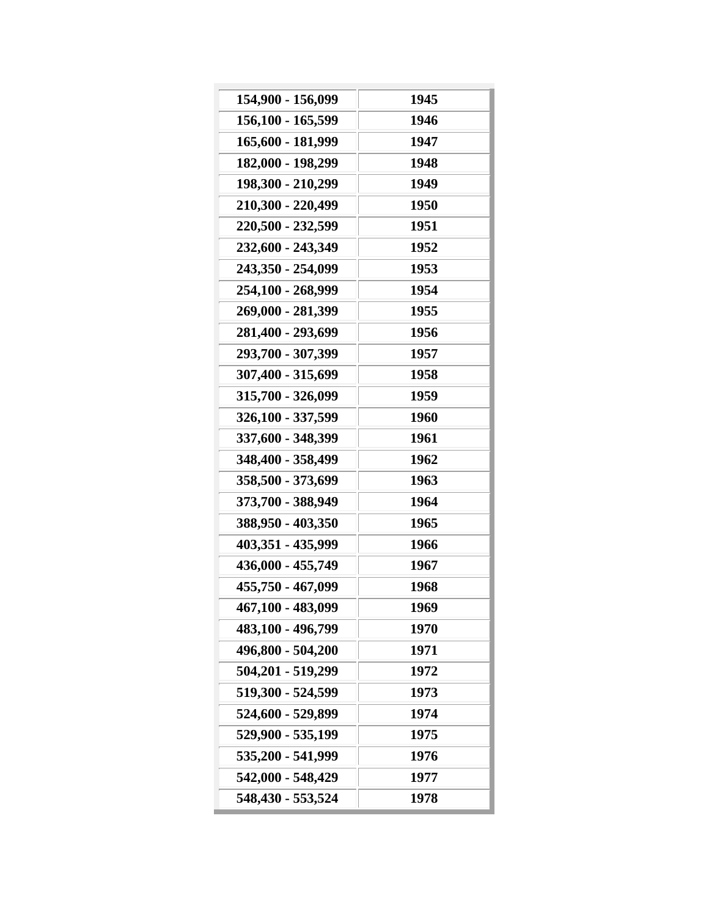| | |
|---|---|
| 154,900 - 156,099 | 1945 |
| 156,100 - 165,599 | 1946 |
| 165,600 - 181,999 | 1947 |
| 182,000 - 198,299 | 1948 |
| 198,300 - 210,299 | 1949 |
| 210,300 - 220,499 | 1950 |
| 220,500 - 232,599 | 1951 |
| 232,600 - 243,349 | 1952 |
| 243,350 - 254,099 | 1953 |
| 254,100 - 268,999 | 1954 |
| 269,000 - 281,399 | 1955 |
| 281,400 - 293,699 | 1956 |
| 293,700 - 307,399 | 1957 |
| 307,400 - 315,699 | 1958 |
| 315,700 - 326,099 | 1959 |
| 326,100 - 337,599 | 1960 |
| 337,600 - 348,399 | 1961 |
| 348,400 - 358,499 | 1962 |
| 358,500 - 373,699 | 1963 |
| 373,700 - 388,949 | 1964 |
| 388,950 - 403,350 | 1965 |
| 403,351 - 435,999 | 1966 |
| 436,000 - 455,749 | 1967 |
| 455,750 - 467,099 | 1968 |
| 467,100 - 483,099 | 1969 |
| 483,100 - 496,799 | 1970 |
| 496,800 - 504,200 | 1971 |
| 504,201 - 519,299 | 1972 |
| 519,300 - 524,599 | 1973 |
| 524,600 - 529,899 | 1974 |
| 529,900 - 535,199 | 1975 |
| 535,200 - 541,999 | 1976 |
| 542,000 - 548,429 | 1977 |
| 548,430 - 553,524 | 1978 |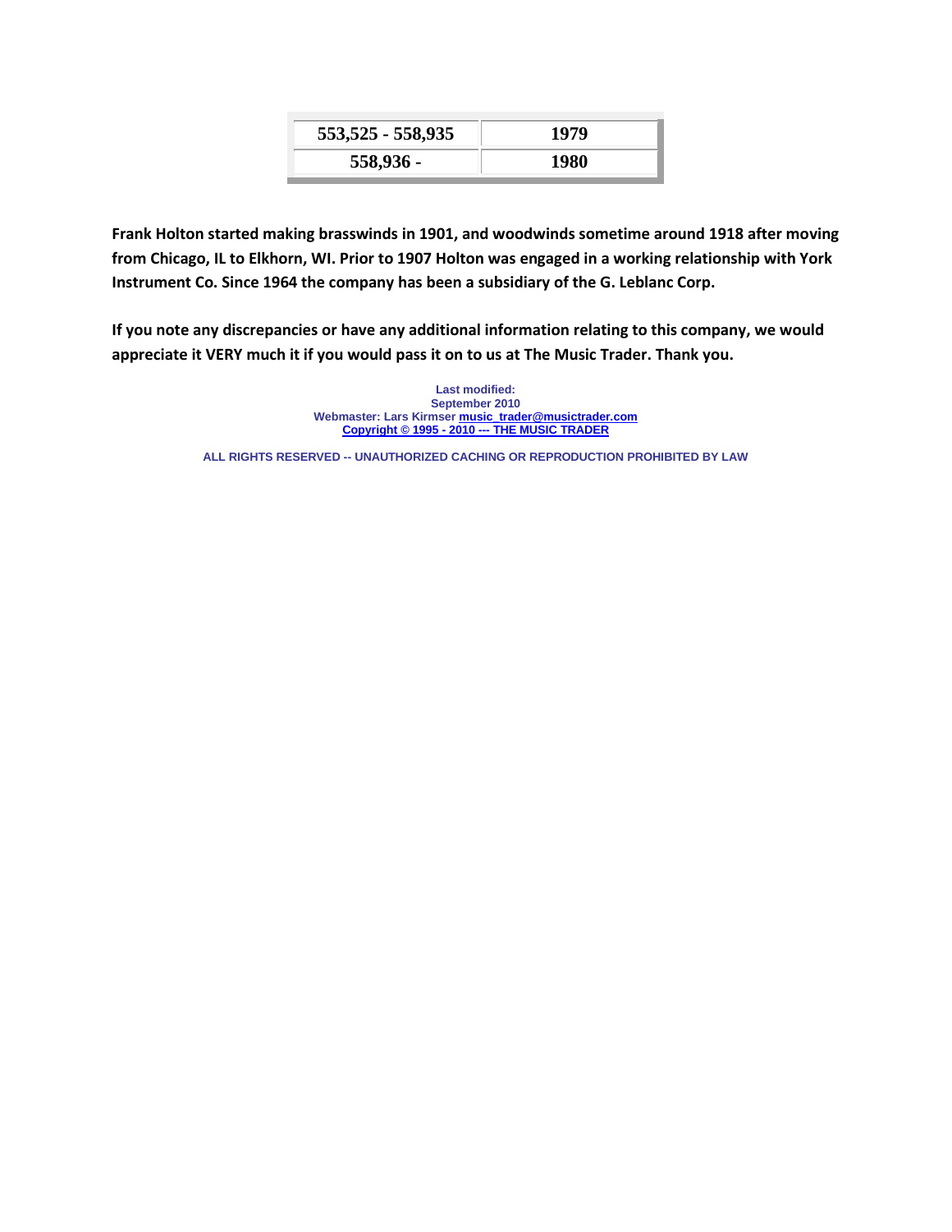| | |
|---|---|
| 553,525 - 558,935 | 1979 |
| 558,936 - | 1980 |

**Frank Holton started making brasswinds in 1901, and woodwinds sometime around 1918 after moving from Chicago, IL to Elkhorn, WI. Prior to 1907 Holton was engaged in a working relationship with York Instrument Co. Since 1964 the company has been a subsidiary of the G. Leblanc Corp.**

**If you note any discrepancies or have any additional information relating to this company, we would appreciate it VERY much it if you would pass it on to us at The Music Trader. Thank you.**

**Last modified:**
**September 2010**
**Webmaster: Lars Kirmser music_trader@musictrader.com**
**Copyright © 1995 - 2010 --- THE MUSIC TRADER**

**ALL RIGHTS RESERVED -- UNAUTHORIZED CACHING OR REPRODUCTION PROHIBITED BY LAW**